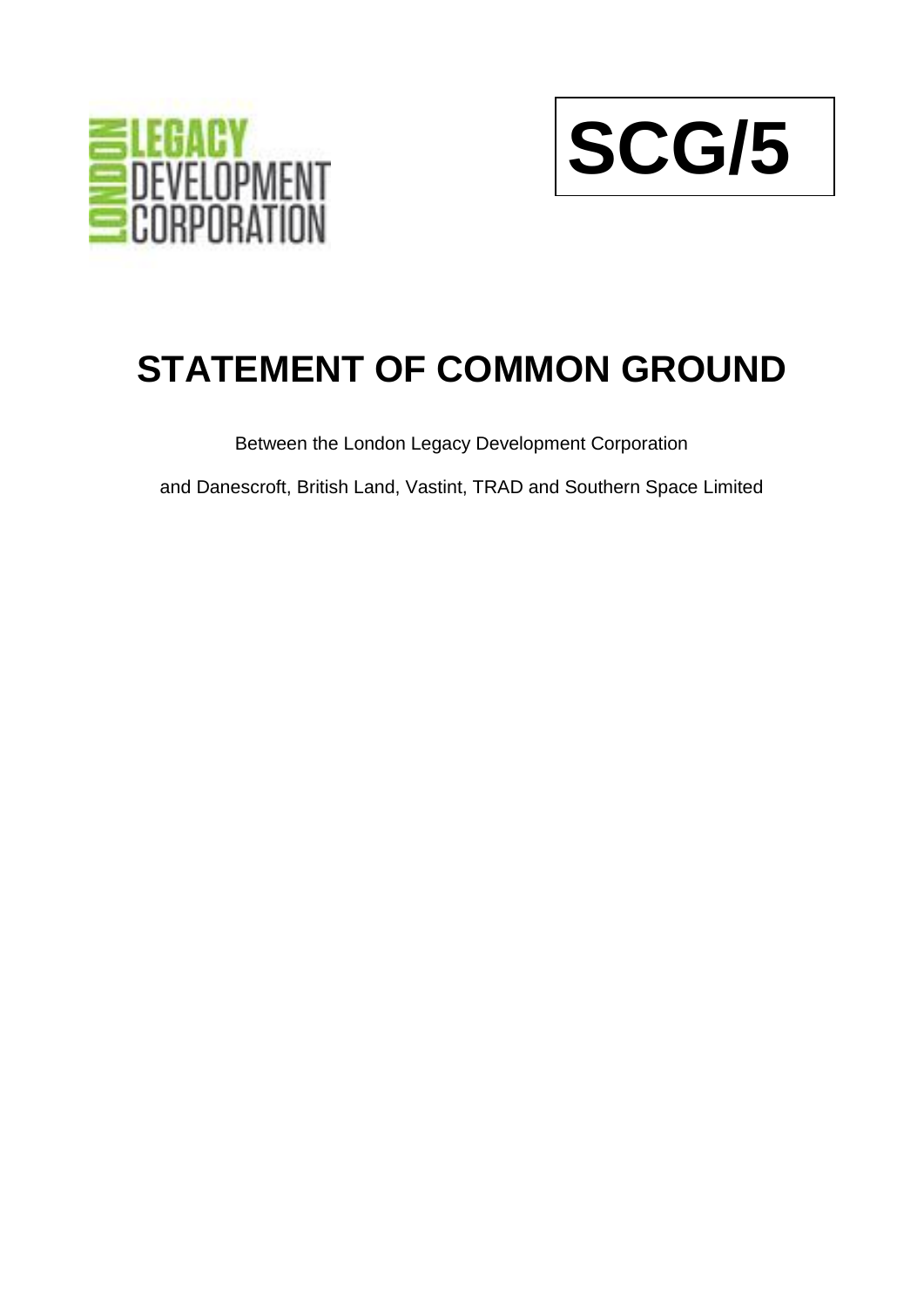LONDON LEGACY DEVELOPMENT CORPORATION

**SCG/5**

# STATEMENT OF COMMON GROUND

Between the London Legacy Development Corporation

and Danescroft, British Land, Vastint, TRAD and Southern Space Limited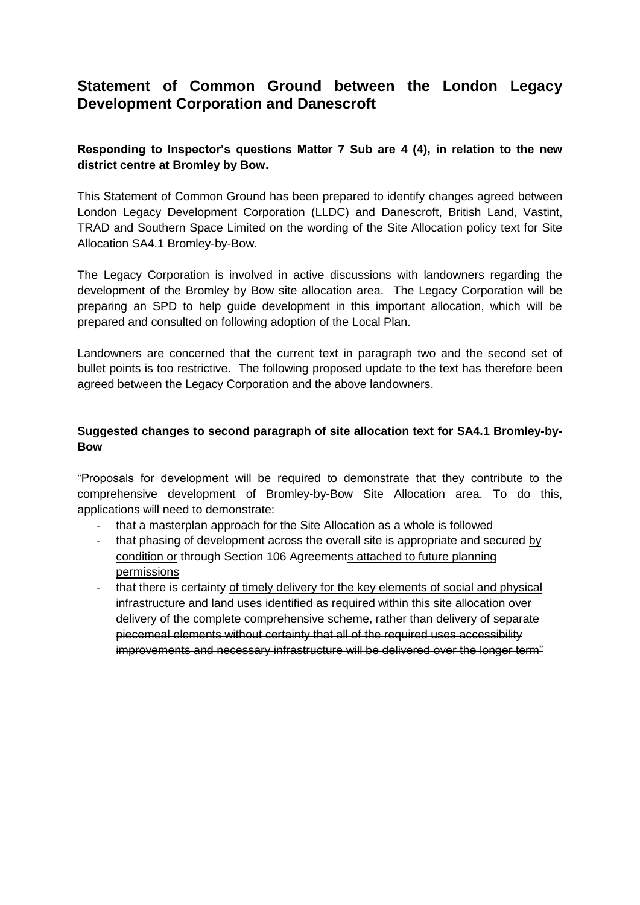## Statement of Common Ground between the London Legacy Development Corporation and Danescroft

**Responding to Inspector's questions Matter 7 Sub are 4 (4), in relation to the new district centre at Bromley by Bow.**

This Statement of Common Ground has been prepared to identify changes agreed between London Legacy Development Corporation (LLDC) and Danescroft, British Land, Vastint, TRAD and Southern Space Limited on the wording of the Site Allocation policy text for Site Allocation SA4.1 Bromley-by-Bow.

The Legacy Corporation is involved in active discussions with landowners regarding the development of the Bromley by Bow site allocation area. The Legacy Corporation will be preparing an SPD to help guide development in this important allocation, which will be prepared and consulted on following adoption of the Local Plan.

Landowners are concerned that the current text in paragraph two and the second set of bullet points is too restrictive. The following proposed update to the text has therefore been agreed between the Legacy Corporation and the above landowners.

**Suggested changes to second paragraph of site allocation text for SA4.1 Bromley-by-Bow**

"Proposals for development will be required to demonstrate that they contribute to the comprehensive development of Bromley-by-Bow Site Allocation area. To do this, applications will need to demonstrate:

- that a masterplan approach for the Site Allocation as a whole is followed
- that phasing of development across the overall site is appropriate and secured <u>by condition or</u> through Section 106 Agreement<u>s attached to future planning permissions</u>
- that there is certainty <u>of timely delivery for the key elements of social and physical infrastructure and land uses identified as required within this site allocation</u> ~~over delivery of the complete comprehensive scheme, rather than delivery of separate piecemeal elements without certainty that all of the required uses accessibility improvements and necessary infrastructure will be delivered over the longer term"~~